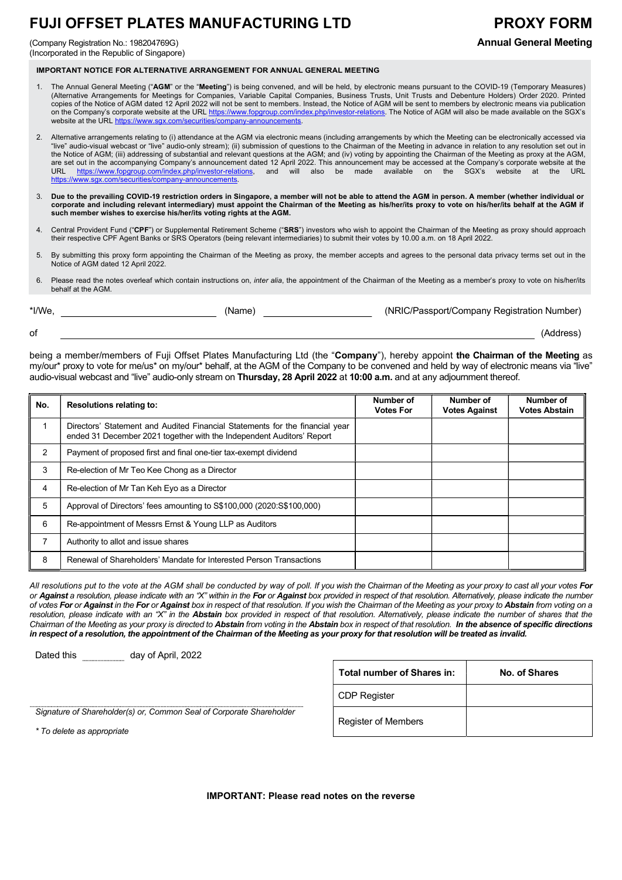# FUJI OFFSET PLATES MANUFACTURING LTD

(Company Registration No.: 198204769G)
(Incorporated in the Republic of Singapore)

# PROXY FORM

**Annual General Meeting**

**IMPORTANT NOTICE FOR ALTERNATIVE ARRANGEMENT FOR ANNUAL GENERAL MEETING**

1. The Annual General Meeting ("**AGM**" or the "**Meeting**") is being convened, and will be held, by electronic means pursuant to the COVID-19 (Temporary Measures) (Alternative Arrangements for Meetings for Companies, Variable Capital Companies, Business Trusts, Unit Trusts and Debenture Holders) Order 2020. Printed copies of the Notice of AGM dated 12 April 2022 will not be sent to members. Instead, the Notice of AGM will be sent to members by electronic means via publication on the Company's corporate website at the URL https://www.fopgroup.com/index.php/investor-relations. The Notice of AGM will also be made available on the SGX's website at the URL https://www.sgx.com/securities/company-announcements.
2. Alternative arrangements relating to (i) attendance at the AGM via electronic means (including arrangements by which the Meeting can be electronically accessed via "live" audio-visual webcast or "live" audio-only stream); (ii) submission of questions to the Chairman of the Meeting in advance in relation to any resolution set out in the Notice of AGM; (iii) addressing of substantial and relevant questions at the AGM; and (iv) voting by appointing the Chairman of the Meeting as proxy at the AGM, are set out in the accompanying Company's announcement dated 12 April 2022. This announcement may be accessed at the Company's corporate website at the URL https://www.fopgroup.com/index.php/investor-relations, and will also be made available on the SGX's website at the URL https://www.sgx.com/securities/company-announcements.
3. **Due to the prevailing COVID-19 restriction orders in Singapore, a member will not be able to attend the AGM in person. A member (whether individual or corporate and including relevant intermediary) must appoint the Chairman of the Meeting as his/her/its proxy to vote on his/her/its behalf at the AGM if such member wishes to exercise his/her/its voting rights at the AGM.**
4. Central Provident Fund ("**CPF**") or Supplemental Retirement Scheme ("**SRS**") investors who wish to appoint the Chairman of the Meeting as proxy should approach their respective CPF Agent Banks or SRS Operators (being relevant intermediaries) to submit their votes by 10.00 a.m. on 18 April 2022.
5. By submitting this proxy form appointing the Chairman of the Meeting as proxy, the member accepts and agrees to the personal data privacy terms set out in the Notice of AGM dated 12 April 2022.
6. Please read the notes overleaf which contain instructions on, *inter alia*, the appointment of the Chairman of the Meeting as a member's proxy to vote on his/her/its behalf at the AGM.

*I/We, ______________________ (Name) ____________________ (NRIC/Passport/Company Registration Number)

of ____________________________________________________________________ (Address)

being a member/members of Fuji Offset Plates Manufacturing Ltd (the "**Company**"), hereby appoint **the Chairman of the Meeting** as my/our* proxy to vote for me/us* on my/our* behalf, at the AGM of the Company to be convened and held by way of electronic means via "live" audio-visual webcast and "live" audio-only stream on **Thursday, 28 April 2022** at **10:00 a.m.** and at any adjournment thereof.

| No. | Resolutions relating to: | Number of Votes For | Number of Votes Against | Number of Votes Abstain |
|---|---|---|---|---|
| 1 | Directors' Statement and Audited Financial Statements for the financial year ended 31 December 2021 together with the Independent Auditors' Report | | | |
| 2 | Payment of proposed first and final one-tier tax-exempt dividend | | | |
| 3 | Re-election of Mr Teo Kee Chong as a Director | | | |
| 4 | Re-election of Mr Tan Keh Eyo as a Director | | | |
| 5 | Approval of Directors' fees amounting to S$100,000 (2020:S$100,000) | | | |
| 6 | Re-appointment of Messrs Ernst & Young LLP as Auditors | | | |
| 7 | Authority to allot and issue shares | | | |
| 8 | Renewal of Shareholders' Mandate for Interested Person Transactions | | | |

*All resolutions put to the vote at the AGM shall be conducted by way of poll. If you wish the Chairman of the Meeting as your proxy to cast all your votes **For** or **Against** a resolution, please indicate with an "X" within in the **For** or **Against** box provided in respect of that resolution. Alternatively, please indicate the number of votes **For** or **Against** in the **For** or **Against** box in respect of that resolution. If you wish the Chairman of the Meeting as your proxy to **Abstain** from voting on a resolution, please indicate with an "X" in the **Abstain** box provided in respect of that resolution. Alternatively, please indicate the number of shares that the Chairman of the Meeting as your proxy is directed to **Abstain** from voting in the **Abstain** box in respect of that resolution. **In the absence of specific directions in respect of a resolution, the appointment of the Chairman of the Meeting as your proxy for that resolution will be treated as invalid.***

Dated this ________ day of April, 2022

| Total number of Shares in: | No. of Shares |
|---|---|
| CDP Register | |
| Register of Members | |

.................................................................................
*Signature of Shareholder(s) or, Common Seal of Corporate Shareholder*

*\* To delete as appropriate*

**IMPORTANT: Please read notes on the reverse**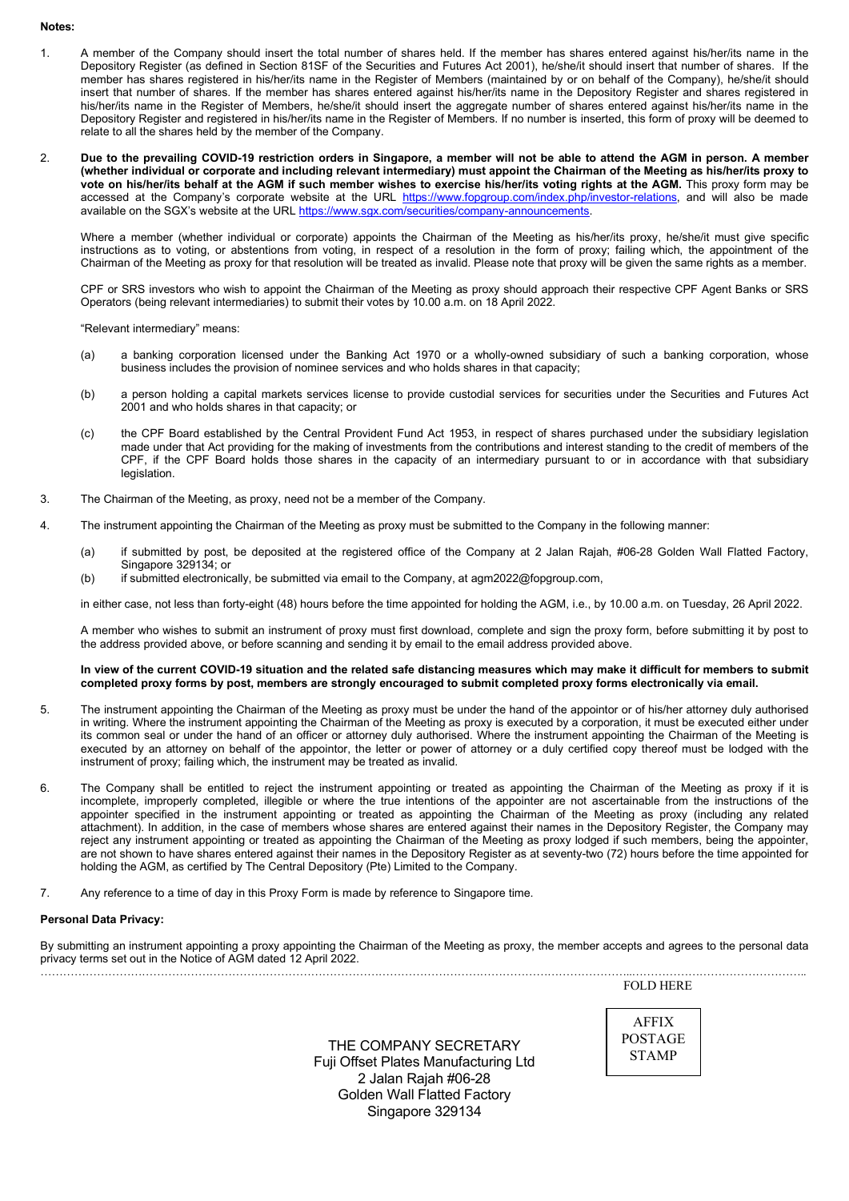**Notes:**

1. A member of the Company should insert the total number of shares held. If the member has shares entered against his/her/its name in the Depository Register (as defined in Section 81SF of the Securities and Futures Act 2001), he/she/it should insert that number of shares. If the member has shares registered in his/her/its name in the Register of Members (maintained by or on behalf of the Company), he/she/it should insert that number of shares. If the member has shares entered against his/her/its name in the Depository Register and shares registered in his/her/its name in the Register of Members, he/she/it should insert the aggregate number of shares entered against his/her/its name in the Depository Register and registered in his/her/its name in the Register of Members. If no number is inserted, this form of proxy will be deemed to relate to all the shares held by the member of the Company.

2. **Due to the prevailing COVID-19 restriction orders in Singapore, a member will not be able to attend the AGM in person. A member (whether individual or corporate and including relevant intermediary) must appoint the Chairman of the Meeting as his/her/its proxy to vote on his/her/its behalf at the AGM if such member wishes to exercise his/her/its voting rights at the AGM.** This proxy form may be accessed at the Company's corporate website at the URL https://www.fopgroup.com/index.php/investor-relations, and will also be made available on the SGX's website at the URL https://www.sgx.com/securities/company-announcements.

   Where a member (whether individual or corporate) appoints the Chairman of the Meeting as his/her/its proxy, he/she/it must give specific instructions as to voting, or abstentions from voting, in respect of a resolution in the form of proxy; failing which, the appointment of the Chairman of the Meeting as proxy for that resolution will be treated as invalid. Please note that proxy will be given the same rights as a member.

   CPF or SRS investors who wish to appoint the Chairman of the Meeting as proxy should approach their respective CPF Agent Banks or SRS Operators (being relevant intermediaries) to submit their votes by 10.00 a.m. on 18 April 2022.

   "Relevant intermediary" means:

   (a) a banking corporation licensed under the Banking Act 1970 or a wholly-owned subsidiary of such a banking corporation, whose business includes the provision of nominee services and who holds shares in that capacity;

   (b) a person holding a capital markets services license to provide custodial services for securities under the Securities and Futures Act 2001 and who holds shares in that capacity; or

   (c) the CPF Board established by the Central Provident Fund Act 1953, in respect of shares purchased under the subsidiary legislation made under that Act providing for the making of investments from the contributions and interest standing to the credit of members of the CPF, if the CPF Board holds those shares in the capacity of an intermediary pursuant to or in accordance with that subsidiary legislation.

3. The Chairman of the Meeting, as proxy, need not be a member of the Company.

4. The instrument appointing the Chairman of the Meeting as proxy must be submitted to the Company in the following manner:

   (a) if submitted by post, be deposited at the registered office of the Company at 2 Jalan Rajah, #06-28 Golden Wall Flatted Factory, Singapore 329134; or
   (b) if submitted electronically, be submitted via email to the Company, at agm2022@fopgroup.com,

   in either case, not less than forty-eight (48) hours before the time appointed for holding the AGM, i.e., by 10.00 a.m. on Tuesday, 26 April 2022.

   A member who wishes to submit an instrument of proxy must first download, complete and sign the proxy form, before submitting it by post to the address provided above, or before scanning and sending it by email to the email address provided above.

   **In view of the current COVID-19 situation and the related safe distancing measures which may make it difficult for members to submit completed proxy forms by post, members are strongly encouraged to submit completed proxy forms electronically via email.**

5. The instrument appointing the Chairman of the Meeting as proxy must be under the hand of the appointor or of his/her attorney duly authorised in writing. Where the instrument appointing the Chairman of the Meeting as proxy is executed by a corporation, it must be executed either under its common seal or under the hand of an officer or attorney duly authorised. Where the instrument appointing the Chairman of the Meeting is executed by an attorney on behalf of the appointor, the letter or power of attorney or a duly certified copy thereof must be lodged with the instrument of proxy; failing which, the instrument may be treated as invalid.

6. The Company shall be entitled to reject the instrument appointing or treated as appointing the Chairman of the Meeting as proxy if it is incomplete, improperly completed, illegible or where the true intentions of the appointer are not ascertainable from the instructions of the appointer specified in the instrument appointing or treated as appointing the Chairman of the Meeting as proxy (including any related attachment). In addition, in the case of members whose shares are entered against their names in the Depository Register, the Company may reject any instrument appointing or treated as appointing the Chairman of the Meeting as proxy lodged if such members, being the appointer, are not shown to have shares entered against their names in the Depository Register as at seventy-two (72) hours before the time appointed for holding the AGM, as certified by The Central Depository (Pte) Limited to the Company.

7. Any reference to a time of day in this Proxy Form is made by reference to Singapore time.

**Personal Data Privacy:**

By submitting an instrument appointing a proxy appointing the Chairman of the Meeting as proxy, the member accepts and agrees to the personal data privacy terms set out in the Notice of AGM dated 12 April 2022.

FOLD HERE

AFFIX POSTAGE STAMP

THE COMPANY SECRETARY
Fuji Offset Plates Manufacturing Ltd
2 Jalan Rajah #06-28
Golden Wall Flatted Factory
Singapore 329134